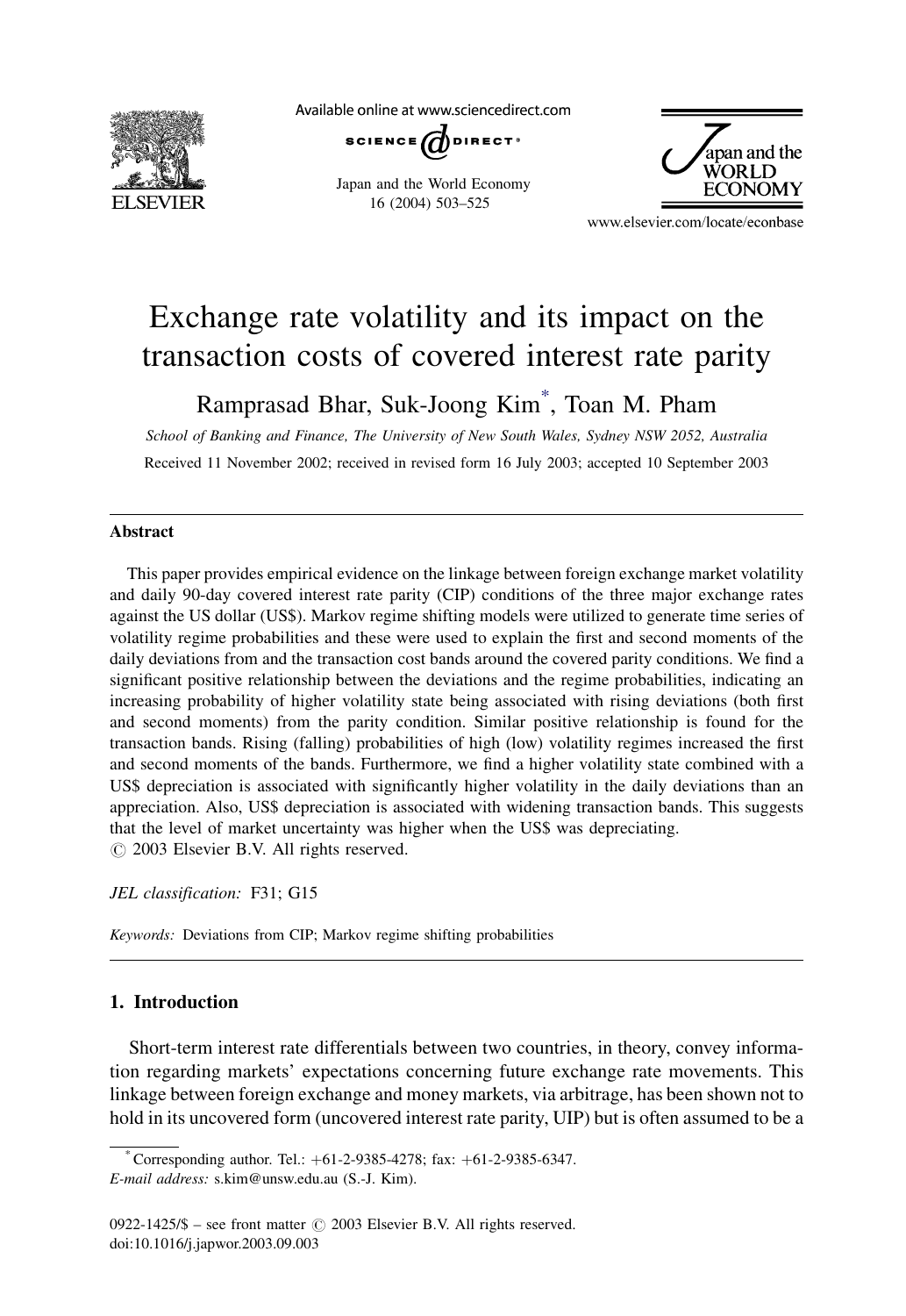# Exchange rate volatility and its impact on the transaction costs of covered interest rate parity

Ramprasad Bhar, Suk-Joong Kim*, Toan M. Pham

*School of Banking and Finance, The University of New South Wales, Sydney NSW 2052, Australia*

Received 11 November 2002; received in revised form 16 July 2003; accepted 10 September 2003

---

## Abstract

This paper provides empirical evidence on the linkage between foreign exchange market volatility and daily 90-day covered interest rate parity (CIP) conditions of the three major exchange rates against the US dollar (US$). Markov regime shifting models were utilized to generate time series of volatility regime probabilities and these were used to explain the first and second moments of the daily deviations from and the transaction cost bands around the covered parity conditions. We find a significant positive relationship between the deviations and the regime probabilities, indicating an increasing probability of higher volatility state being associated with rising deviations (both first and second moments) from the parity condition. Similar positive relationship is found for the transaction bands. Rising (falling) probabilities of high (low) volatility regimes increased the first and second moments of the bands. Furthermore, we find a higher volatility state combined with a US$ depreciation is associated with significantly higher volatility in the daily deviations than an appreciation. Also, US$ depreciation is associated with widening transaction bands. This suggests that the level of market uncertainty was higher when the US$ was depreciating.

© 2003 Elsevier B.V. All rights reserved.

*JEL classification:* F31; G15

*Keywords:* Deviations from CIP; Markov regime shifting probabilities

---

## 1. Introduction

Short-term interest rate differentials between two countries, in theory, convey information regarding markets' expectations concerning future exchange rate movements. This linkage between foreign exchange and money markets, via arbitrage, has been shown not to hold in its uncovered form (uncovered interest rate parity, UIP) but is often assumed to be a

---

* Corresponding author. Tel.: +61-2-9385-4278; fax: +61-2-9385-6347.
*E-mail address:* s.kim@unsw.edu.au (S.-J. Kim).

0922-1425/$ – see front matter © 2003 Elsevier B.V. All rights reserved.
doi:10.1016/j.japwor.2003.09.003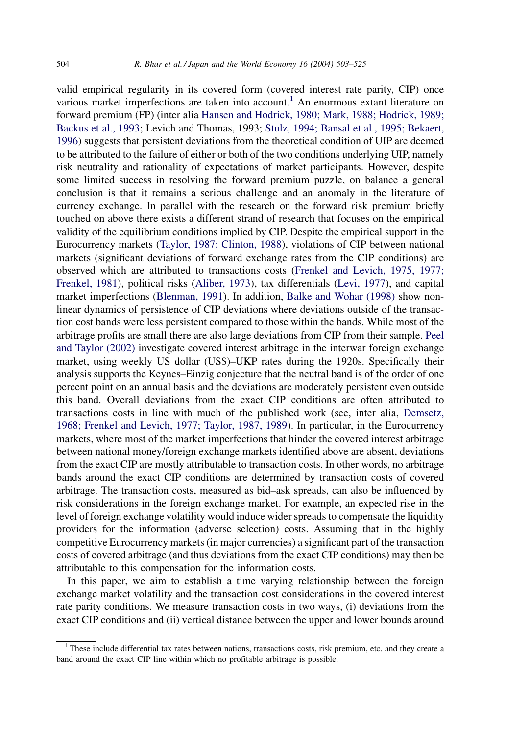valid empirical regularity in its covered form (covered interest rate parity, CIP) once various market imperfections are taken into account.[1] An enormous extant literature on forward premium (FP) (inter alia Hansen and Hodrick, 1980; Mark, 1988; Hodrick, 1989; Backus et al., 1993; Levich and Thomas, 1993; Stulz, 1994; Bansal et al., 1995; Bekaert, 1996) suggests that persistent deviations from the theoretical condition of UIP are deemed to be attributed to the failure of either or both of the two conditions underlying UIP, namely risk neutrality and rationality of expectations of market participants. However, despite some limited success in resolving the forward premium puzzle, on balance a general conclusion is that it remains a serious challenge and an anomaly in the literature of currency exchange. In parallel with the research on the forward risk premium briefly touched on above there exists a different strand of research that focuses on the empirical validity of the equilibrium conditions implied by CIP. Despite the empirical support in the Eurocurrency markets (Taylor, 1987; Clinton, 1988), violations of CIP between national markets (significant deviations of forward exchange rates from the CIP conditions) are observed which are attributed to transactions costs (Frenkel and Levich, 1975, 1977; Frenkel, 1981), political risks (Aliber, 1973), tax differentials (Levi, 1977), and capital market imperfections (Blenman, 1991). In addition, Balke and Wohar (1998) show non-linear dynamics of persistence of CIP deviations where deviations outside of the transaction cost bands were less persistent compared to those within the bands. While most of the arbitrage profits are small there are also large deviations from CIP from their sample. Peel and Taylor (2002) investigate covered interest arbitrage in the interwar foreign exchange market, using weekly US dollar (US$)–UKP rates during the 1920s. Specifically their analysis supports the Keynes–Einzig conjecture that the neutral band is of the order of one percent point on an annual basis and the deviations are moderately persistent even outside this band. Overall deviations from the exact CIP conditions are often attributed to transactions costs in line with much of the published work (see, inter alia, Demsetz, 1968; Frenkel and Levich, 1977; Taylor, 1987, 1989). In particular, in the Eurocurrency markets, where most of the market imperfections that hinder the covered interest arbitrage between national money/foreign exchange markets identified above are absent, deviations from the exact CIP are mostly attributable to transaction costs. In other words, no arbitrage bands around the exact CIP conditions are determined by transaction costs of covered arbitrage. The transaction costs, measured as bid–ask spreads, can also be influenced by risk considerations in the foreign exchange market. For example, an expected rise in the level of foreign exchange volatility would induce wider spreads to compensate the liquidity providers for the information (adverse selection) costs. Assuming that in the highly competitive Eurocurrency markets (in major currencies) a significant part of the transaction costs of covered arbitrage (and thus deviations from the exact CIP conditions) may then be attributable to this compensation for the information costs.

In this paper, we aim to establish a time varying relationship between the foreign exchange market volatility and the transaction cost considerations in the covered interest rate parity conditions. We measure transaction costs in two ways, (i) deviations from the exact CIP conditions and (ii) vertical distance between the upper and lower bounds around

[1] These include differential tax rates between nations, transactions costs, risk premium, etc. and they create a band around the exact CIP line within which no profitable arbitrage is possible.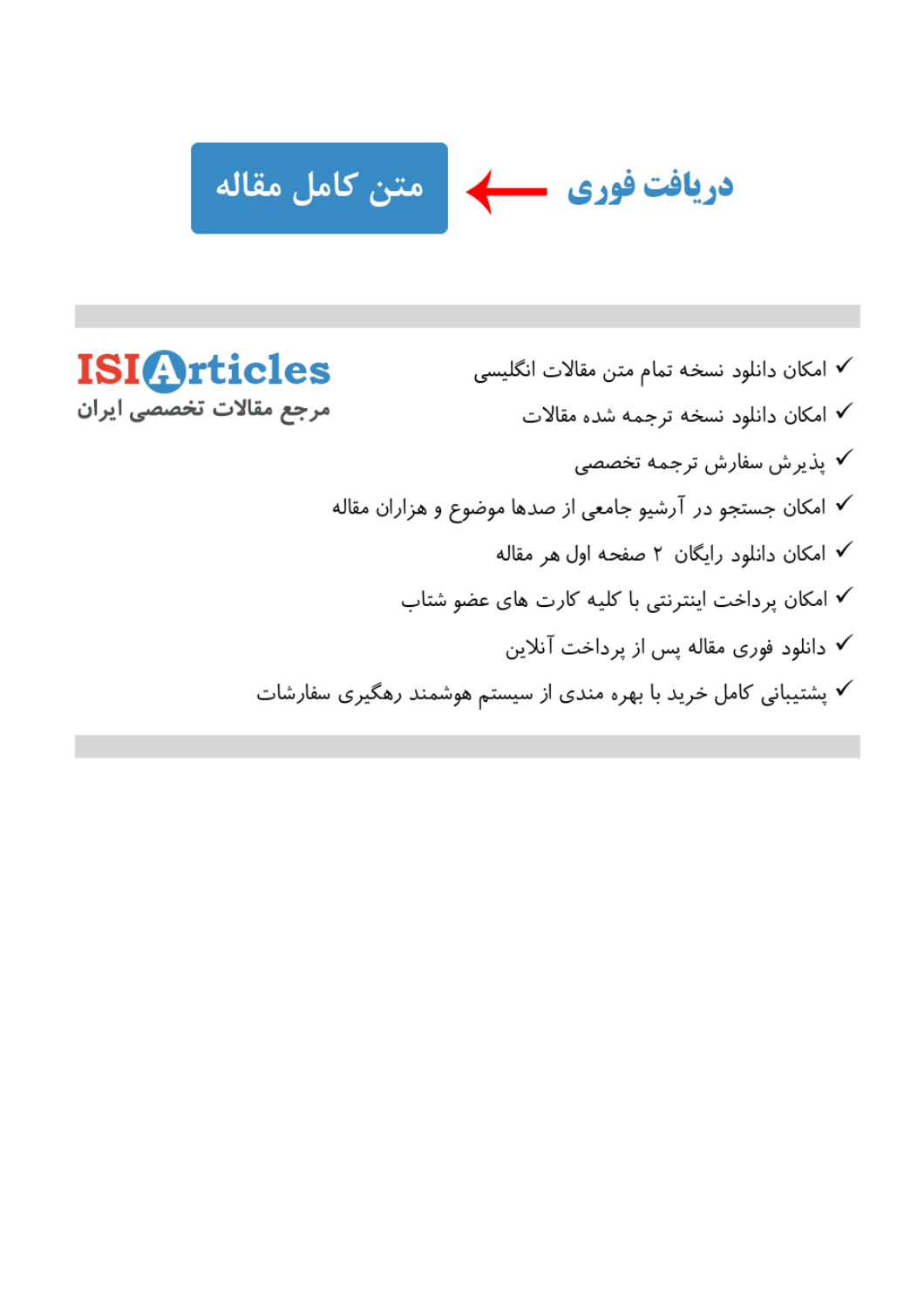دریافت فوری ← **متن کامل مقاله**

**ISIArticles**
مرجع مقالات تخصصی ایران

- ✓ امکان دانلود نسخه تمام متن مقالات انگلیسی
- ✓ امکان دانلود نسخه ترجمه شده مقالات
- ✓ پذیرش سفارش ترجمه تخصصی
- ✓ امکان جستجو در آرشیو جامعی از صدها موضوع و هزاران مقاله
- ✓ امکان دانلود رایگان ۲ صفحه اول هر مقاله
- ✓ امکان پرداخت اینترنتی با کلیه کارت های عضو شتاب
- ✓ دانلود فوری مقاله پس از پرداخت آنلاین
- ✓ پشتیبانی کامل خرید با بهره مندی از سیستم هوشمند رهگیری سفارشات